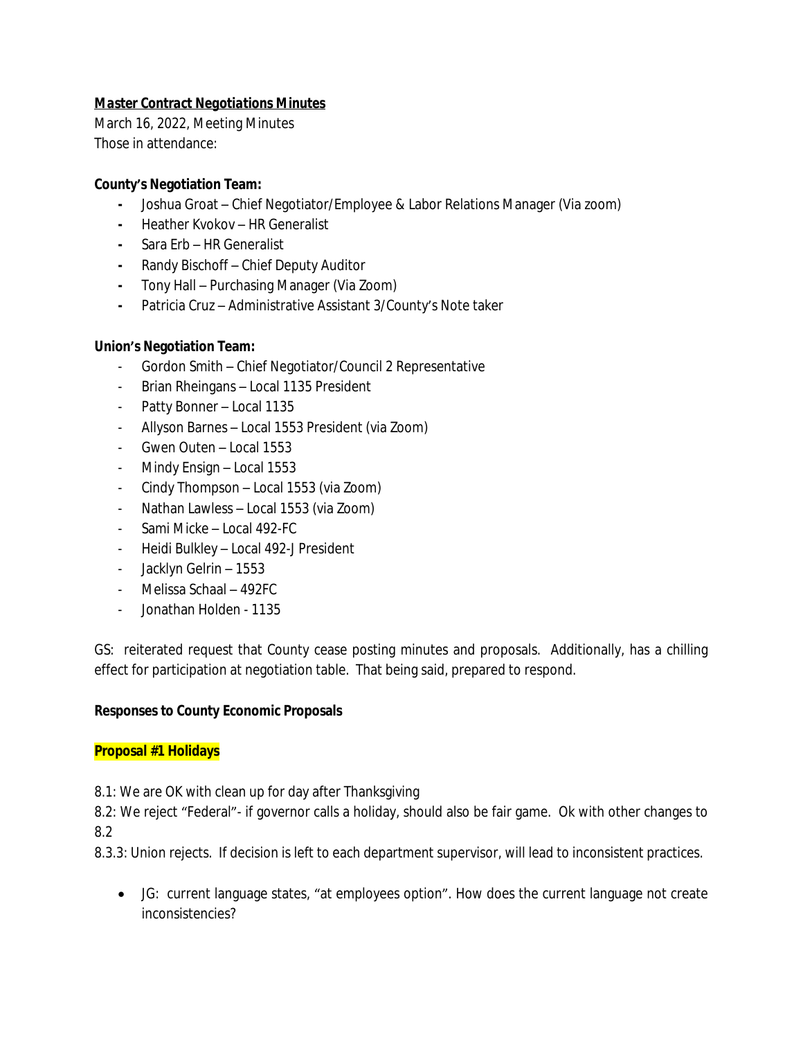***Master Contract Negotiations Minutes***

March 16, 2022, Meeting Minutes

Those in attendance:

**County's Negotiation Team:**

- Joshua Groat – Chief Negotiator/Employee & Labor Relations Manager (Via zoom)
- Heather Kvokov – HR Generalist
- Sara Erb – HR Generalist
- Randy Bischoff – Chief Deputy Auditor
- Tony Hall – Purchasing Manager (Via Zoom)
- Patricia Cruz – Administrative Assistant 3/County's Note taker

**Union's Negotiation Team:**

- Gordon Smith – Chief Negotiator/Council 2 Representative
- Brian Rheingans – Local 1135 President
- Patty Bonner – Local 1135
- Allyson Barnes – Local 1553 President (via Zoom)
- Gwen Outen – Local 1553
- Mindy Ensign – Local 1553
- Cindy Thompson – Local 1553 (via Zoom)
- Nathan Lawless – Local 1553 (via Zoom)
- Sami Micke – Local 492-FC
- Heidi Bulkley – Local 492-J President
- Jacklyn Gelrin – 1553
- Melissa Schaal – 492FC
- Jonathan Holden - 1135

GS: reiterated request that County cease posting minutes and proposals. Additionally, has a chilling effect for participation at negotiation table. That being said, prepared to respond.

**Responses to County Economic Proposals**

**Proposal #1 Holidays**

8.1: We are OK with clean up for day after Thanksgiving

8.2: We reject "Federal"- if governor calls a holiday, should also be fair game. Ok with other changes to 8.2

8.3.3: Union rejects. If decision is left to each department supervisor, will lead to inconsistent practices.

- JG: current language states, "at employees option". How does the current language not create inconsistencies?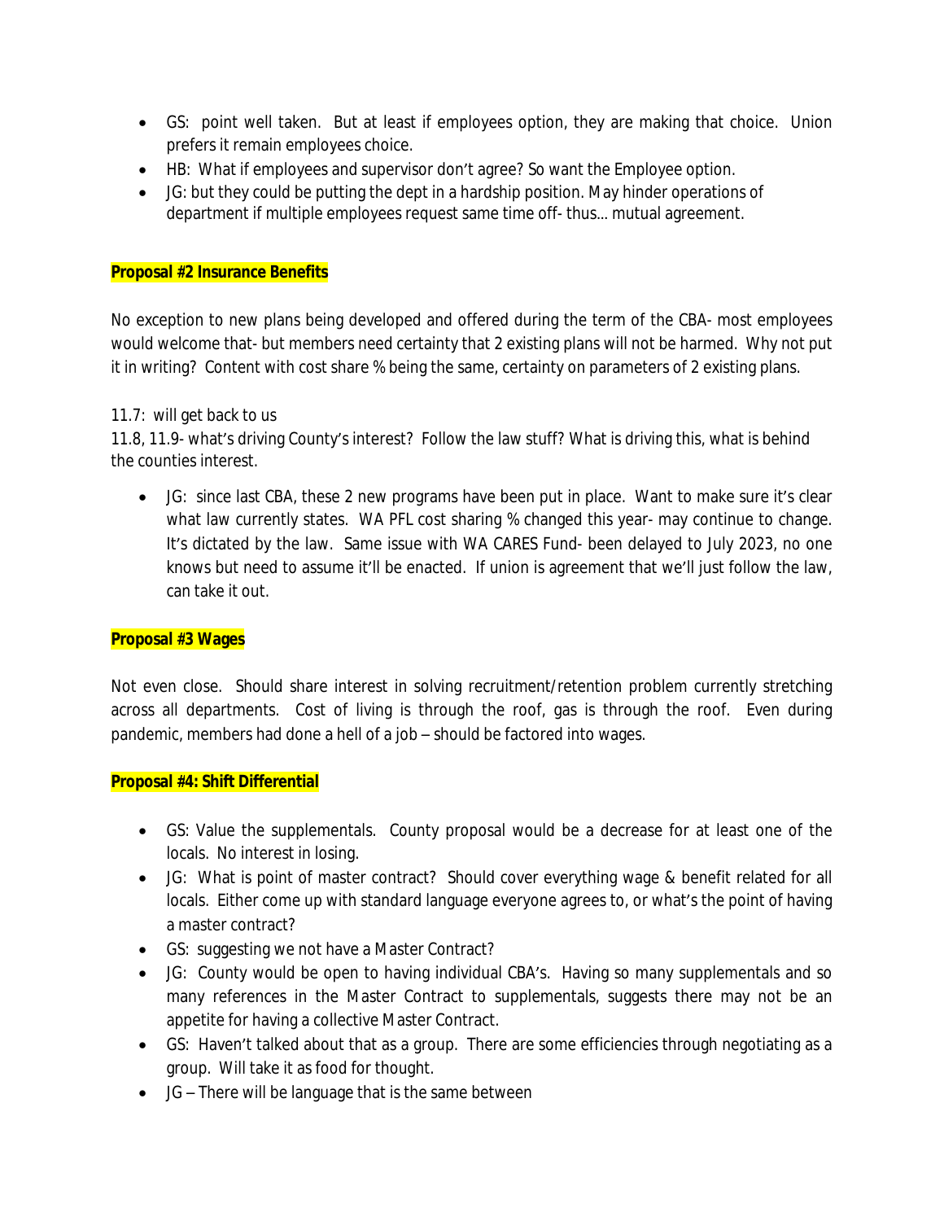- GS: point well taken. But at least if employees option, they are making that choice. Union prefers it remain employees choice.
- HB: What if employees and supervisor don't agree? So want the Employee option.
- JG: but they could be putting the dept in a hardship position. May hinder operations of department if multiple employees request same time off- thus… mutual agreement.

**Proposal #2 Insurance Benefits**

No exception to new plans being developed and offered during the term of the CBA- most employees would welcome that- but members need certainty that 2 existing plans will not be harmed. Why not put it in writing? Content with cost share % being the same, certainty on parameters of 2 existing plans.

11.7: will get back to us
11.8, 11.9- what's driving County's interest? Follow the law stuff? What is driving this, what is behind the counties interest.

- JG: since last CBA, these 2 new programs have been put in place. Want to make sure it's clear what law currently states. WA PFL cost sharing % changed this year- may continue to change. It's dictated by the law. Same issue with WA CARES Fund- been delayed to July 2023, no one knows but need to assume it'll be enacted. If union is agreement that we'll just follow the law, can take it out.

**Proposal #3 Wages**

Not even close. Should share interest in solving recruitment/retention problem currently stretching across all departments. Cost of living is through the roof, gas is through the roof. Even during pandemic, members had done a hell of a job – should be factored into wages.

**Proposal #4: Shift Differential**

- GS: Value the supplementals. County proposal would be a decrease for at least one of the locals. No interest in losing.
- JG: What is point of master contract? Should cover everything wage & benefit related for all locals. Either come up with standard language everyone agrees to, or what's the point of having a master contract?
- GS: suggesting we not have a Master Contract?
- JG: County would be open to having individual CBA's. Having so many supplementals and so many references in the Master Contract to supplementals, suggests there may not be an appetite for having a collective Master Contract.
- GS: Haven't talked about that as a group. There are some efficiencies through negotiating as a group. Will take it as food for thought.
- JG – There will be language that is the same between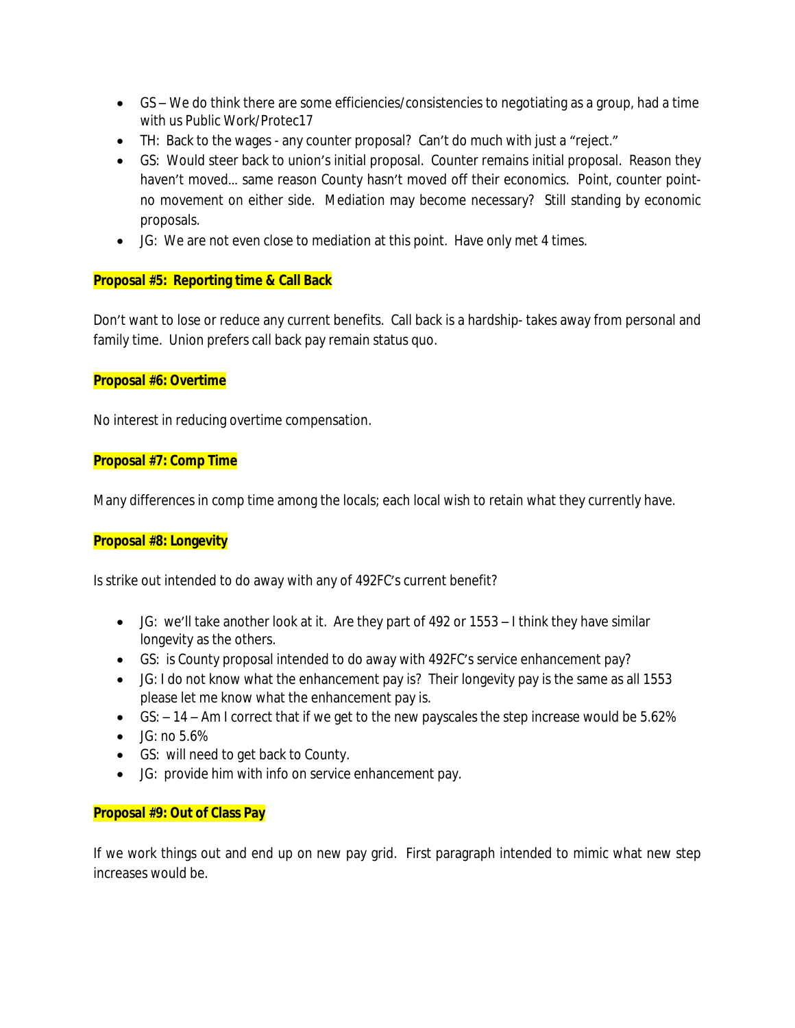- GS – We do think there are some efficiencies/consistencies to negotiating as a group, had a time with us Public Work/Protec17
- TH: Back to the wages - any counter proposal? Can't do much with just a "reject."
- GS: Would steer back to union's initial proposal. Counter remains initial proposal. Reason they haven't moved… same reason County hasn't moved off their economics. Point, counter point- no movement on either side. Mediation may become necessary? Still standing by economic proposals.
- JG: We are not even close to mediation at this point. Have only met 4 times.

**Proposal #5: Reporting time & Call Back**

Don't want to lose or reduce any current benefits. Call back is a hardship- takes away from personal and family time. Union prefers call back pay remain status quo.

**Proposal #6: Overtime**

No interest in reducing overtime compensation.

**Proposal #7: Comp Time**

Many differences in comp time among the locals; each local wish to retain what they currently have.

**Proposal #8: Longevity**

Is strike out intended to do away with any of 492FC's current benefit?

- JG: we'll take another look at it. Are they part of 492 or 1553 – I think they have similar longevity as the others.
- GS: is County proposal intended to do away with 492FC's service enhancement pay?
- JG: I do not know what the enhancement pay is? Their longevity pay is the same as all 1553 please let me know what the enhancement pay is.
- GS: – 14 – Am I correct that if we get to the new payscales the step increase would be 5.62%
- JG: no 5.6%
- GS: will need to get back to County.
- JG: provide him with info on service enhancement pay.

**Proposal #9: Out of Class Pay**

If we work things out and end up on new pay grid. First paragraph intended to mimic what new step increases would be.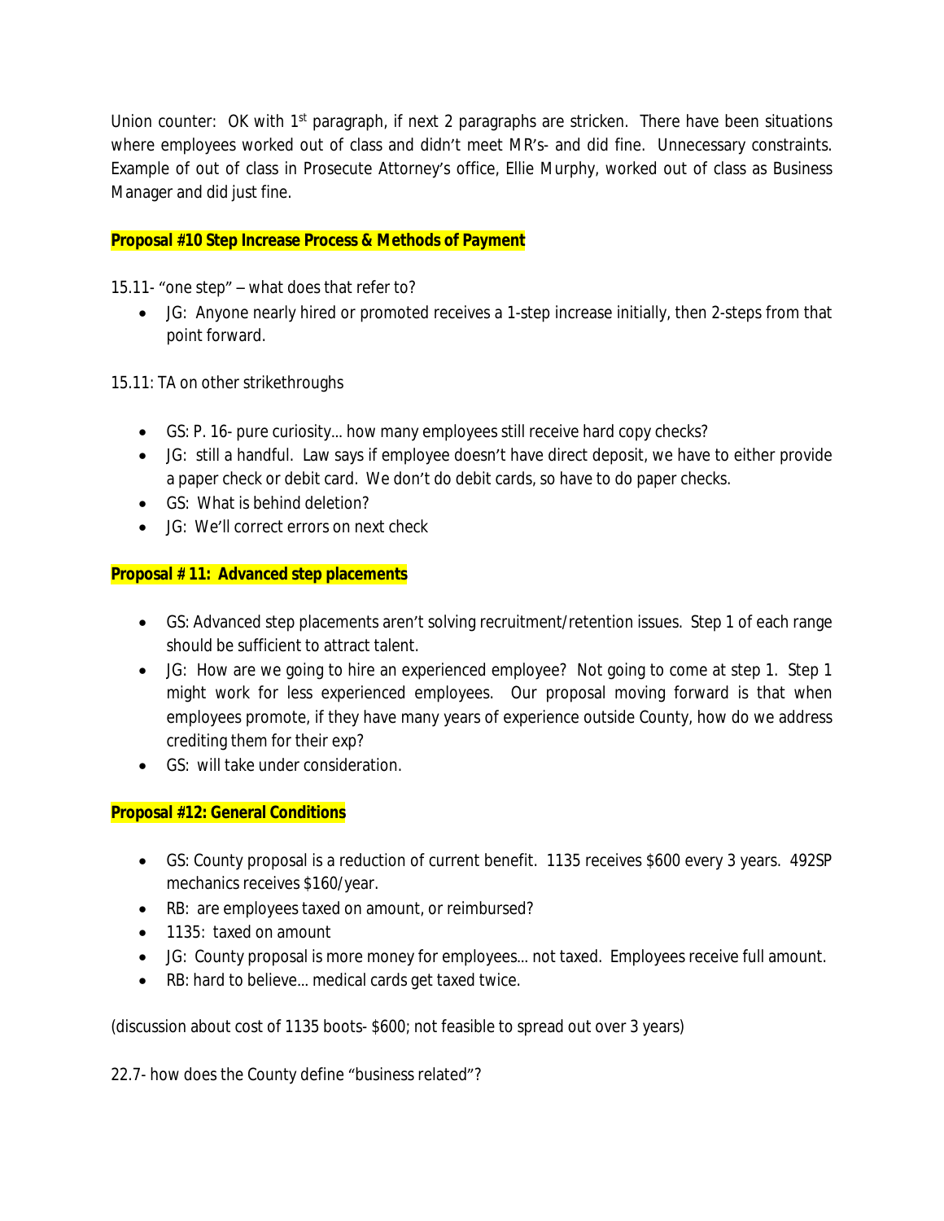Union counter: OK with 1st paragraph, if next 2 paragraphs are stricken. There have been situations where employees worked out of class and didn't meet MR's- and did fine. Unnecessary constraints. Example of out of class in Prosecute Attorney's office, Ellie Murphy, worked out of class as Business Manager and did just fine.

**Proposal #10 Step Increase Process & Methods of Payment**

15.11- "one step" – what does that refer to?

- JG: Anyone nearly hired or promoted receives a 1-step increase initially, then 2-steps from that point forward.

15.11: TA on other strikethroughs

- GS: P. 16- pure curiosity… how many employees still receive hard copy checks?
- JG: still a handful. Law says if employee doesn't have direct deposit, we have to either provide a paper check or debit card. We don't do debit cards, so have to do paper checks.
- GS: What is behind deletion?
- JG: We'll correct errors on next check

**Proposal # 11: Advanced step placements**

- GS: Advanced step placements aren't solving recruitment/retention issues. Step 1 of each range should be sufficient to attract talent.
- JG: How are we going to hire an experienced employee? Not going to come at step 1. Step 1 might work for less experienced employees. Our proposal moving forward is that when employees promote, if they have many years of experience outside County, how do we address crediting them for their exp?
- GS: will take under consideration.

**Proposal #12: General Conditions**

- GS: County proposal is a reduction of current benefit. 1135 receives $600 every 3 years. 492SP mechanics receives $160/year.
- RB: are employees taxed on amount, or reimbursed?
- 1135: taxed on amount
- JG: County proposal is more money for employees… not taxed. Employees receive full amount.
- RB: hard to believe… medical cards get taxed twice.

(discussion about cost of 1135 boots- $600; not feasible to spread out over 3 years)

22.7- how does the County define "business related"?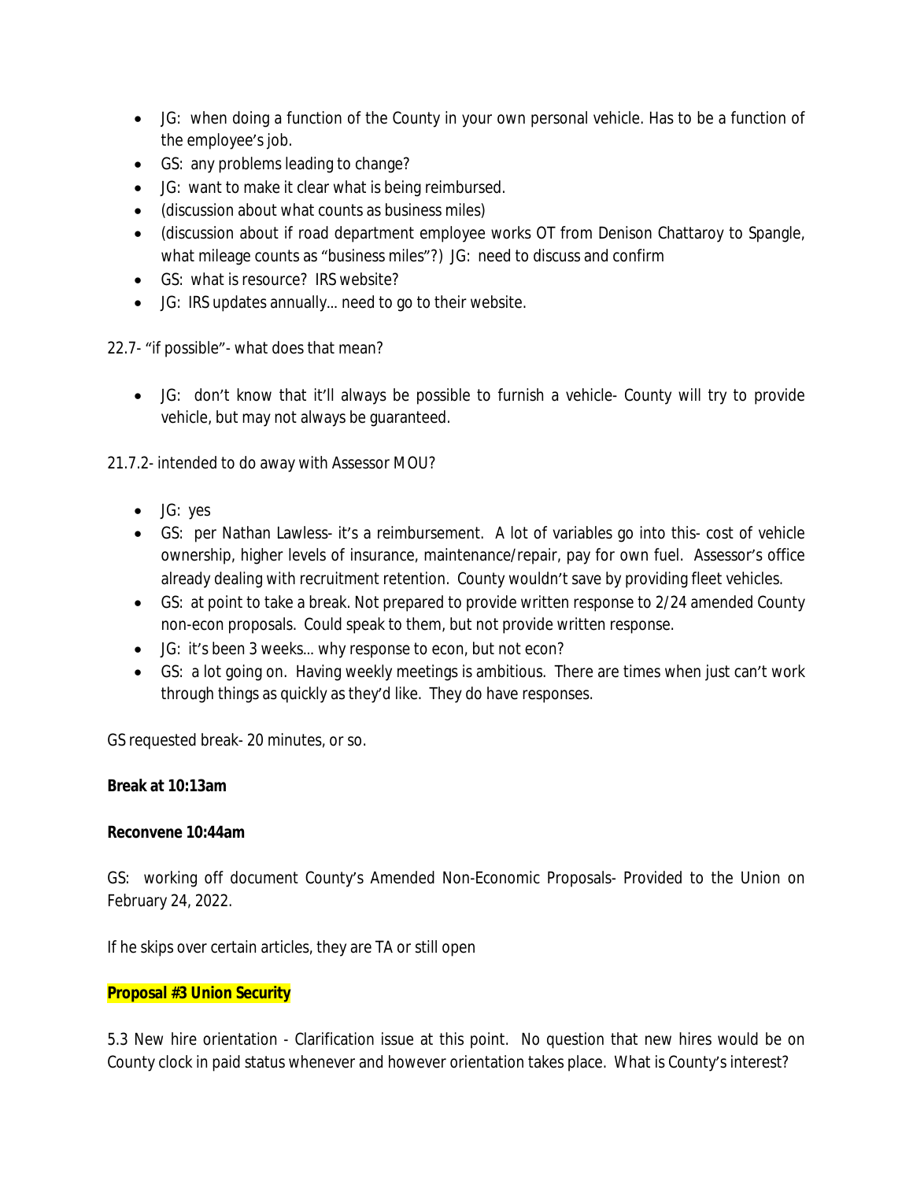- JG: when doing a function of the County in your own personal vehicle. Has to be a function of the employee's job.
- GS: any problems leading to change?
- JG: want to make it clear what is being reimbursed.
- (discussion about what counts as business miles)
- (discussion about if road department employee works OT from Denison Chattaroy to Spangle, what mileage counts as "business miles"?) JG: need to discuss and confirm
- GS: what is resource? IRS website?
- JG: IRS updates annually… need to go to their website.

22.7- "if possible"- what does that mean?

- JG: don't know that it'll always be possible to furnish a vehicle- County will try to provide vehicle, but may not always be guaranteed.

21.7.2- intended to do away with Assessor MOU?

- JG: yes
- GS: per Nathan Lawless- it's a reimbursement. A lot of variables go into this- cost of vehicle ownership, higher levels of insurance, maintenance/repair, pay for own fuel. Assessor's office already dealing with recruitment retention. County wouldn't save by providing fleet vehicles.
- GS: at point to take a break. Not prepared to provide written response to 2/24 amended County non-econ proposals. Could speak to them, but not provide written response.
- JG: it's been 3 weeks… why response to econ, but not econ?
- GS: a lot going on. Having weekly meetings is ambitious. There are times when just can't work through things as quickly as they'd like. They do have responses.

GS requested break- 20 minutes, or so.

**Break at 10:13am**

**Reconvene 10:44am**

GS: working off document County's Amended Non-Economic Proposals- Provided to the Union on February 24, 2022.

If he skips over certain articles, they are TA or still open

**Proposal #3 Union Security**

5.3 New hire orientation - Clarification issue at this point. No question that new hires would be on County clock in paid status whenever and however orientation takes place. What is County's interest?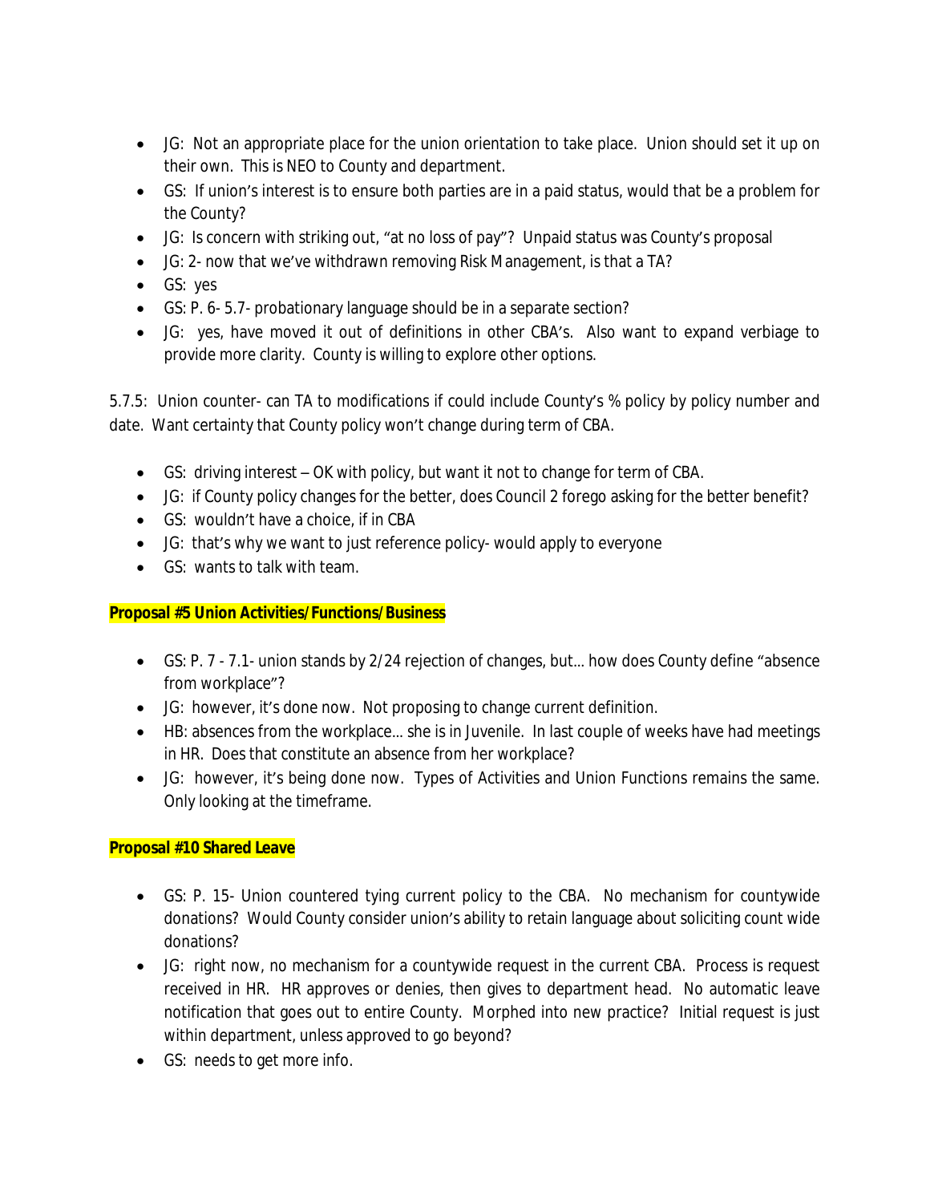- JG: Not an appropriate place for the union orientation to take place. Union should set it up on their own. This is NEO to County and department.
- GS: If union's interest is to ensure both parties are in a paid status, would that be a problem for the County?
- JG: Is concern with striking out, "at no loss of pay"? Unpaid status was County's proposal
- JG: 2- now that we've withdrawn removing Risk Management, is that a TA?
- GS: yes
- GS: P. 6- 5.7- probationary language should be in a separate section?
- JG: yes, have moved it out of definitions in other CBA's. Also want to expand verbiage to provide more clarity. County is willing to explore other options.

5.7.5: Union counter- can TA to modifications if could include County's % policy by policy number and date. Want certainty that County policy won't change during term of CBA.

- GS: driving interest – OK with policy, but want it not to change for term of CBA.
- JG: if County policy changes for the better, does Council 2 forego asking for the better benefit?
- GS: wouldn't have a choice, if in CBA
- JG: that's why we want to just reference policy- would apply to everyone
- GS: wants to talk with team.

**Proposal #5 Union Activities/Functions/Business**

- GS: P. 7 - 7.1- union stands by 2/24 rejection of changes, but… how does County define "absence from workplace"?
- JG: however, it's done now. Not proposing to change current definition.
- HB: absences from the workplace… she is in Juvenile. In last couple of weeks have had meetings in HR. Does that constitute an absence from her workplace?
- JG: however, it's being done now. Types of Activities and Union Functions remains the same. Only looking at the timeframe.

**Proposal #10 Shared Leave**

- GS: P. 15- Union countered tying current policy to the CBA. No mechanism for countywide donations? Would County consider union's ability to retain language about soliciting count wide donations?
- JG: right now, no mechanism for a countywide request in the current CBA. Process is request received in HR. HR approves or denies, then gives to department head. No automatic leave notification that goes out to entire County. Morphed into new practice? Initial request is just within department, unless approved to go beyond?
- GS: needs to get more info.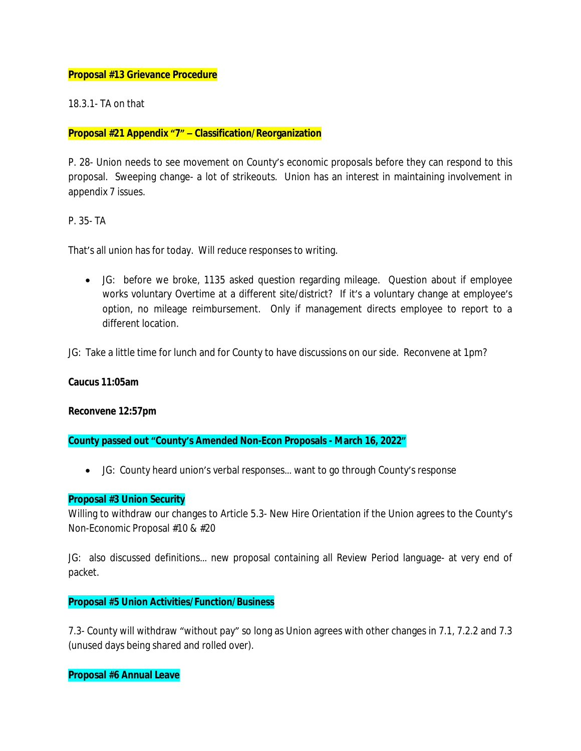**Proposal #13 Grievance Procedure**

18.3.1- TA on that

**Proposal #21 Appendix "7" – Classification/Reorganization**

P. 28- Union needs to see movement on County's economic proposals before they can respond to this proposal. Sweeping change- a lot of strikeouts. Union has an interest in maintaining involvement in appendix 7 issues.

P. 35- TA

That's all union has for today. Will reduce responses to writing.

- JG: before we broke, 1135 asked question regarding mileage. Question about if employee works voluntary Overtime at a different site/district? If it's a voluntary change at employee's option, no mileage reimbursement. Only if management directs employee to report to a different location.

JG: Take a little time for lunch and for County to have discussions on our side. Reconvene at 1pm?

**Caucus 11:05am**

**Reconvene 12:57pm**

**County passed out "County's Amended Non-Econ Proposals - March 16, 2022"**

- JG: County heard union's verbal responses… want to go through County's response

**Proposal #3 Union Security**

Willing to withdraw our changes to Article 5.3- New Hire Orientation if the Union agrees to the County's Non-Economic Proposal #10 & #20

JG: also discussed definitions… new proposal containing all Review Period language- at very end of packet.

**Proposal #5 Union Activities/Function/Business**

7.3- County will withdraw "without pay" so long as Union agrees with other changes in 7.1, 7.2.2 and 7.3 (unused days being shared and rolled over).

**Proposal #6 Annual Leave**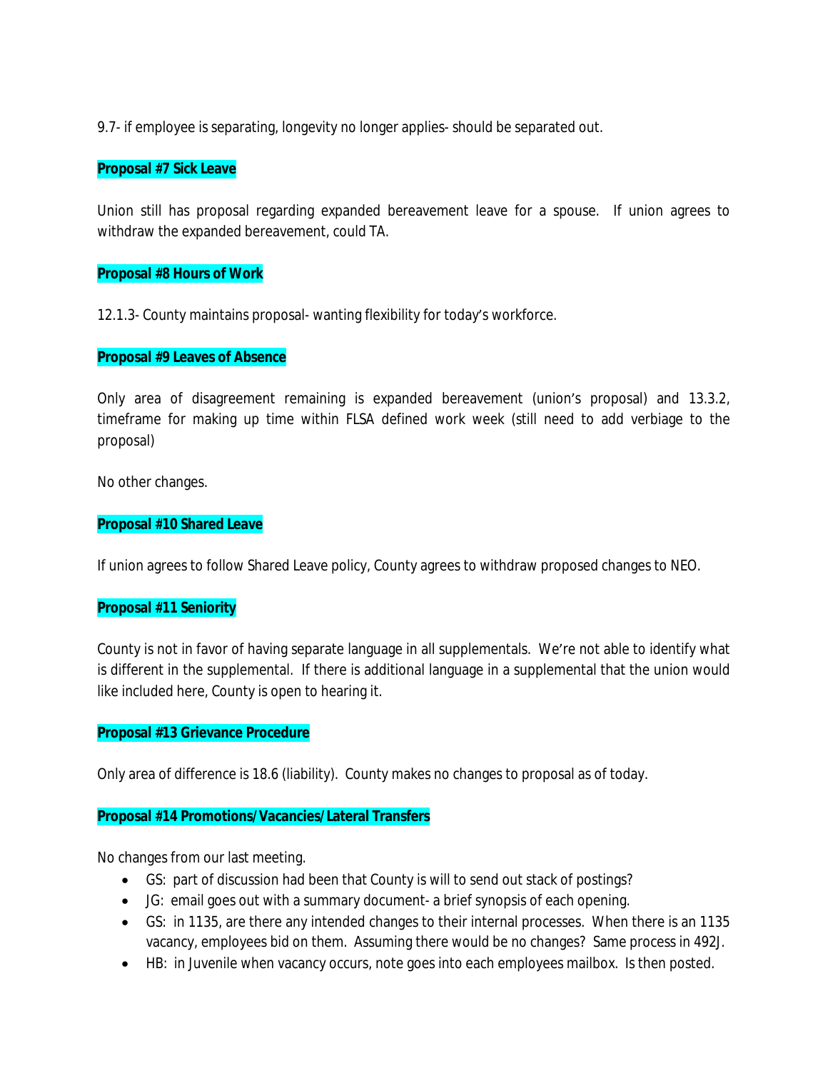9.7- if employee is separating, longevity no longer applies- should be separated out.

**Proposal #7 Sick Leave**

Union still has proposal regarding expanded bereavement leave for a spouse. If union agrees to withdraw the expanded bereavement, could TA.

**Proposal #8 Hours of Work**

12.1.3- County maintains proposal- wanting flexibility for today's workforce.

**Proposal #9 Leaves of Absence**

Only area of disagreement remaining is expanded bereavement (union's proposal) and 13.3.2, timeframe for making up time within FLSA defined work week (still need to add verbiage to the proposal)

No other changes.

**Proposal #10 Shared Leave**

If union agrees to follow Shared Leave policy, County agrees to withdraw proposed changes to NEO.

**Proposal #11 Seniority**

County is not in favor of having separate language in all supplementals. We're not able to identify what is different in the supplemental. If there is additional language in a supplemental that the union would like included here, County is open to hearing it.

**Proposal #13 Grievance Procedure**

Only area of difference is 18.6 (liability). County makes no changes to proposal as of today.

**Proposal #14 Promotions/Vacancies/Lateral Transfers**

No changes from our last meeting.

- GS: part of discussion had been that County is will to send out stack of postings?
- JG: email goes out with a summary document- a brief synopsis of each opening.
- GS: in 1135, are there any intended changes to their internal processes. When there is an 1135 vacancy, employees bid on them. Assuming there would be no changes? Same process in 492J.
- HB: in Juvenile when vacancy occurs, note goes into each employees mailbox. Is then posted.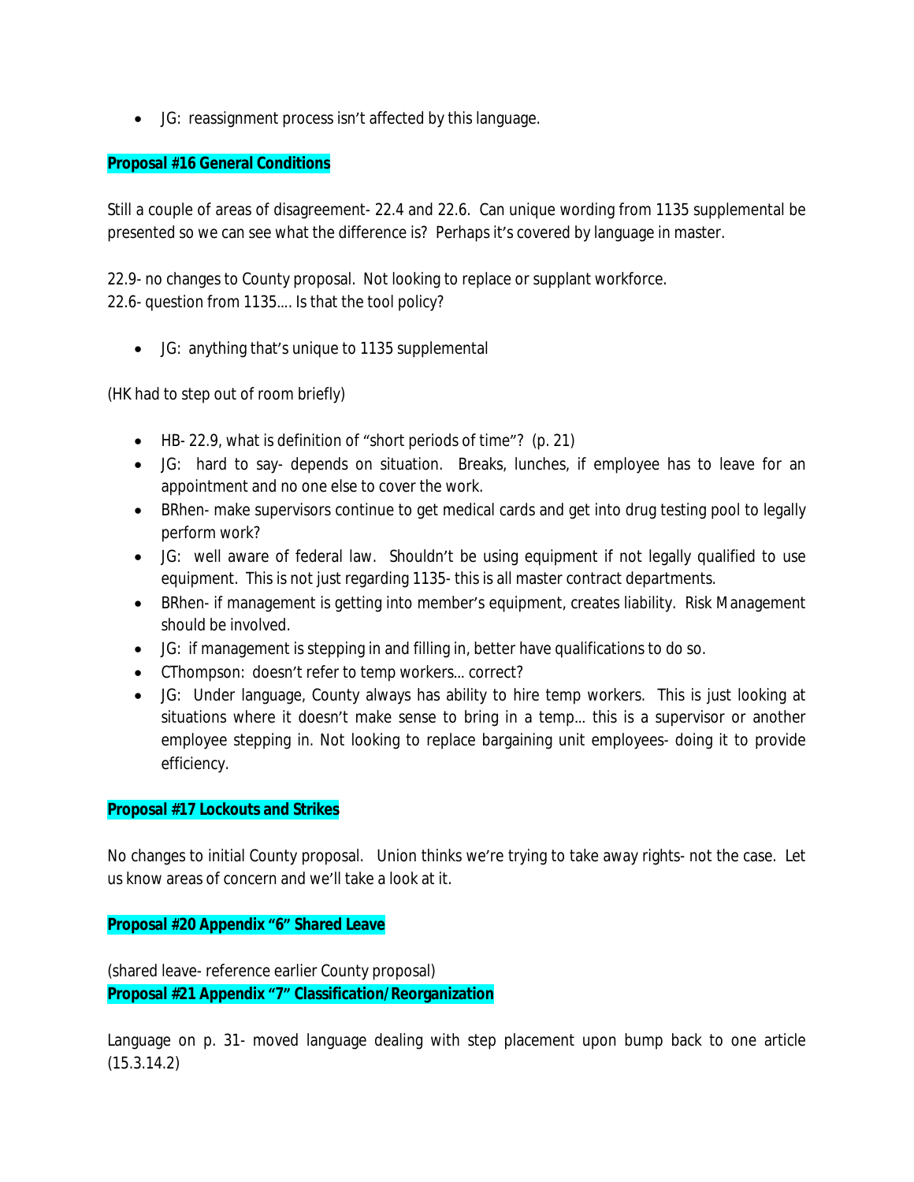- JG: reassignment process isn't affected by this language.

**Proposal #16 General Conditions**

Still a couple of areas of disagreement- 22.4 and 22.6. Can unique wording from 1135 supplemental be presented so we can see what the difference is? Perhaps it's covered by language in master.

22.9- no changes to County proposal. Not looking to replace or supplant workforce.
22.6- question from 1135…. Is that the tool policy?

- JG: anything that's unique to 1135 supplemental

(HK had to step out of room briefly)

- HB- 22.9, what is definition of "short periods of time"? (p. 21)
- JG: hard to say- depends on situation. Breaks, lunches, if employee has to leave for an appointment and no one else to cover the work.
- BRhen- make supervisors continue to get medical cards and get into drug testing pool to legally perform work?
- JG: well aware of federal law. Shouldn't be using equipment if not legally qualified to use equipment. This is not just regarding 1135- this is all master contract departments.
- BRhen- if management is getting into member's equipment, creates liability. Risk Management should be involved.
- JG: if management is stepping in and filling in, better have qualifications to do so.
- CThompson: doesn't refer to temp workers… correct?
- JG: Under language, County always has ability to hire temp workers. This is just looking at situations where it doesn't make sense to bring in a temp… this is a supervisor or another employee stepping in. Not looking to replace bargaining unit employees- doing it to provide efficiency.

**Proposal #17 Lockouts and Strikes**

No changes to initial County proposal. Union thinks we're trying to take away rights- not the case. Let us know areas of concern and we'll take a look at it.

**Proposal #20 Appendix "6" Shared Leave**

(shared leave- reference earlier County proposal)

**Proposal #21 Appendix "7" Classification/Reorganization**

Language on p. 31- moved language dealing with step placement upon bump back to one article (15.3.14.2)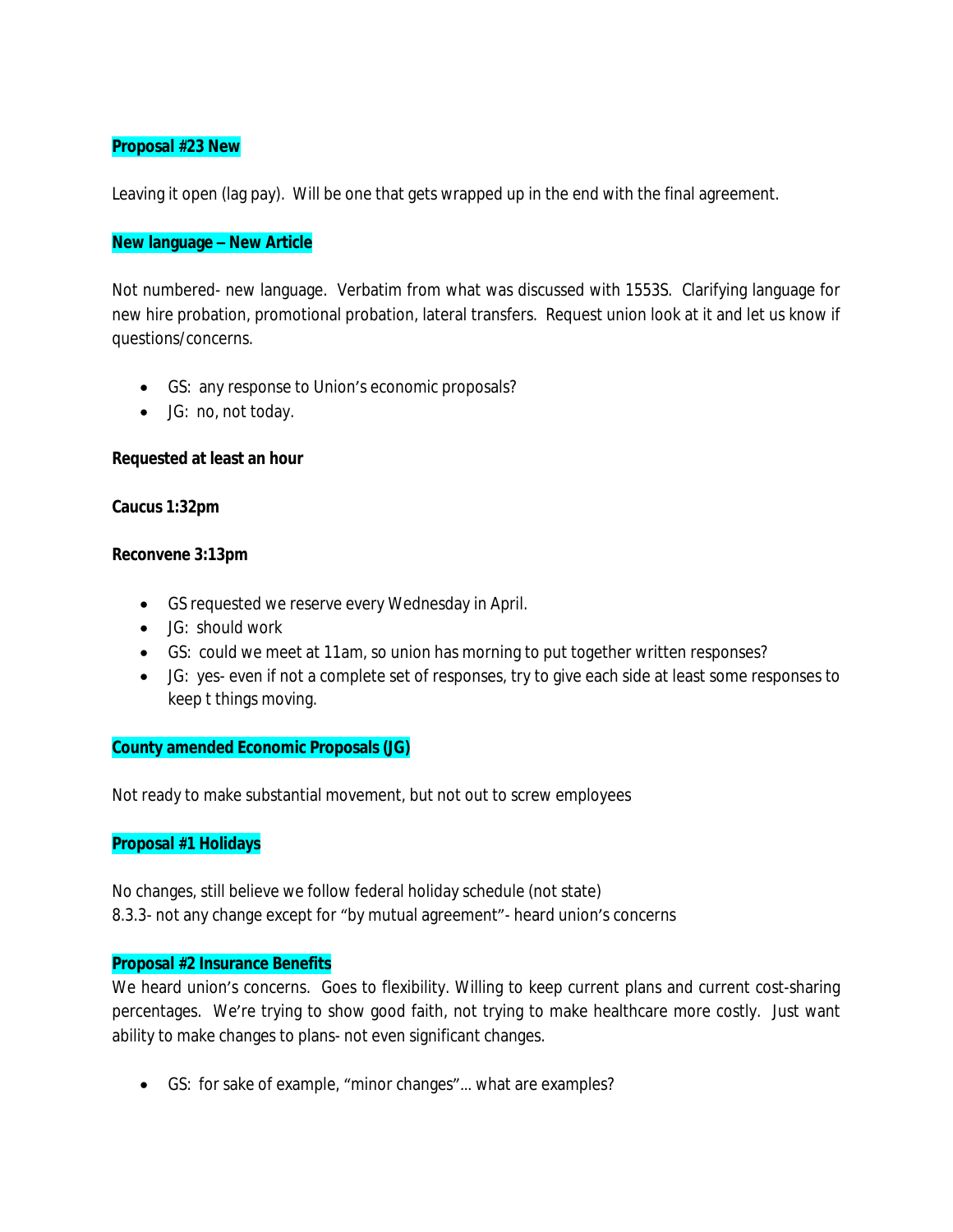**Proposal #23 New**

Leaving it open (lag pay). Will be one that gets wrapped up in the end with the final agreement.

**New language – New Article**

Not numbered- new language. Verbatim from what was discussed with 1553S. Clarifying language for new hire probation, promotional probation, lateral transfers. Request union look at it and let us know if questions/concerns.

- GS: any response to Union's economic proposals?
- JG: no, not today.

**Requested at least an hour**

**Caucus 1:32pm**

**Reconvene 3:13pm**

- GS requested we reserve every Wednesday in April.
- JG: should work
- GS: could we meet at 11am, so union has morning to put together written responses?
- JG: yes- even if not a complete set of responses, try to give each side at least some responses to keep t things moving.

**County amended Economic Proposals (JG)**

Not ready to make substantial movement, but not out to screw employees

**Proposal #1 Holidays**

No changes, still believe we follow federal holiday schedule (not state)
8.3.3- not any change except for "by mutual agreement"- heard union's concerns

**Proposal #2 Insurance Benefits**

We heard union's concerns. Goes to flexibility. Willing to keep current plans and current cost-sharing percentages. We're trying to show good faith, not trying to make healthcare more costly. Just want ability to make changes to plans- not even significant changes.

- GS: for sake of example, "minor changes"… what are examples?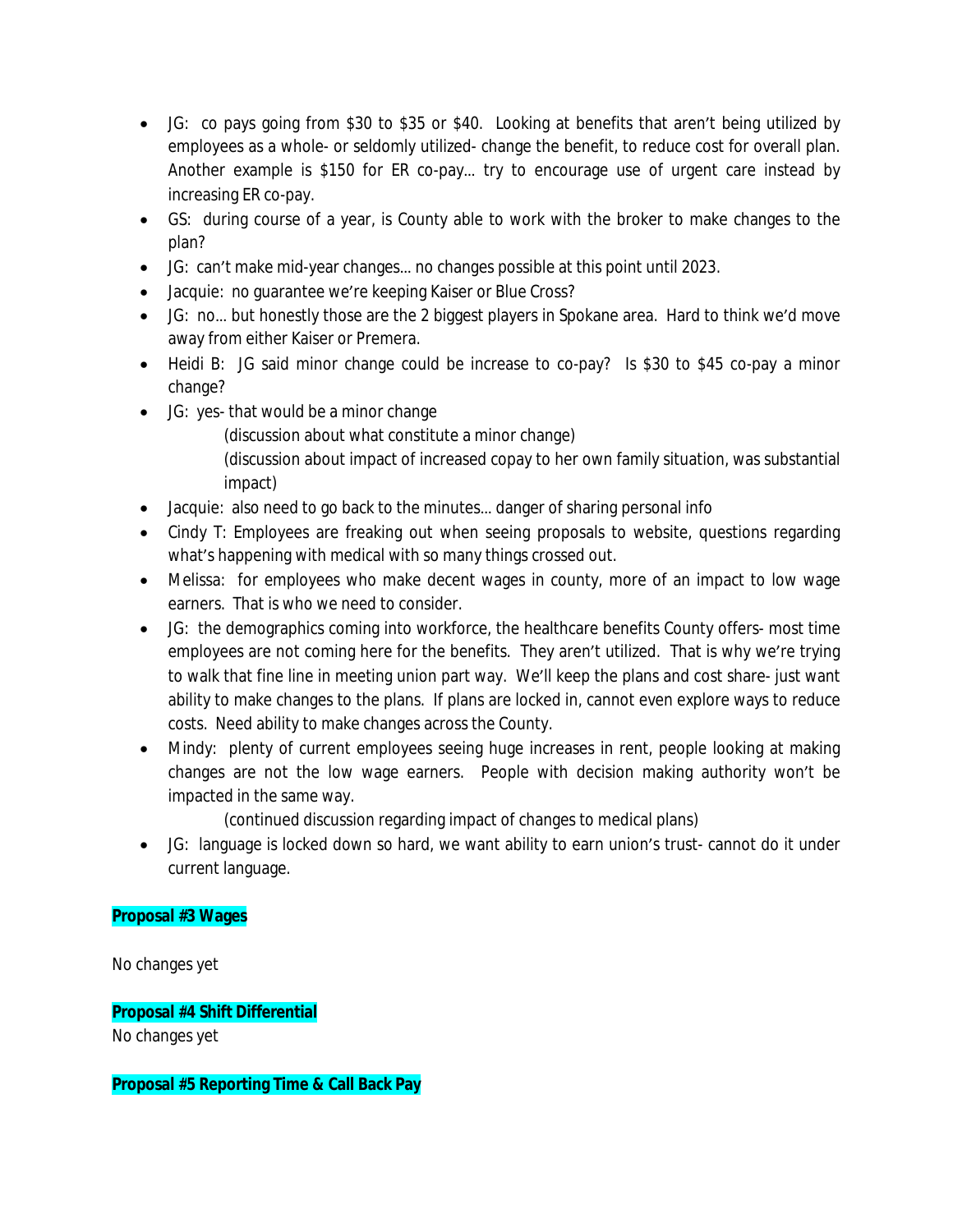- JG: co pays going from \$30 to \$35 or \$40. Looking at benefits that aren't being utilized by employees as a whole- or seldomly utilized- change the benefit, to reduce cost for overall plan. Another example is \$150 for ER co-pay… try to encourage use of urgent care instead by increasing ER co-pay.
- GS: during course of a year, is County able to work with the broker to make changes to the plan?
- JG: can't make mid-year changes… no changes possible at this point until 2023.
- Jacquie: no guarantee we're keeping Kaiser or Blue Cross?
- JG: no… but honestly those are the 2 biggest players in Spokane area. Hard to think we'd move away from either Kaiser or Premera.
- Heidi B: JG said minor change could be increase to co-pay? Is \$30 to \$45 co-pay a minor change?
- JG: yes- that would be a minor change

  (discussion about what constitute a minor change)

  (discussion about impact of increased copay to her own family situation, was substantial impact)
- Jacquie: also need to go back to the minutes… danger of sharing personal info
- Cindy T: Employees are freaking out when seeing proposals to website, questions regarding what's happening with medical with so many things crossed out.
- Melissa: for employees who make decent wages in county, more of an impact to low wage earners. That is who we need to consider.
- JG: the demographics coming into workforce, the healthcare benefits County offers- most time employees are not coming here for the benefits. They aren't utilized. That is why we're trying to walk that fine line in meeting union part way. We'll keep the plans and cost share- just want ability to make changes to the plans. If plans are locked in, cannot even explore ways to reduce costs. Need ability to make changes across the County.
- Mindy: plenty of current employees seeing huge increases in rent, people looking at making changes are not the low wage earners. People with decision making authority won't be impacted in the same way.

  (continued discussion regarding impact of changes to medical plans)
- JG: language is locked down so hard, we want ability to earn union's trust- cannot do it under current language.

**Proposal #3 Wages**

No changes yet

**Proposal #4 Shift Differential**

No changes yet

**Proposal #5 Reporting Time & Call Back Pay**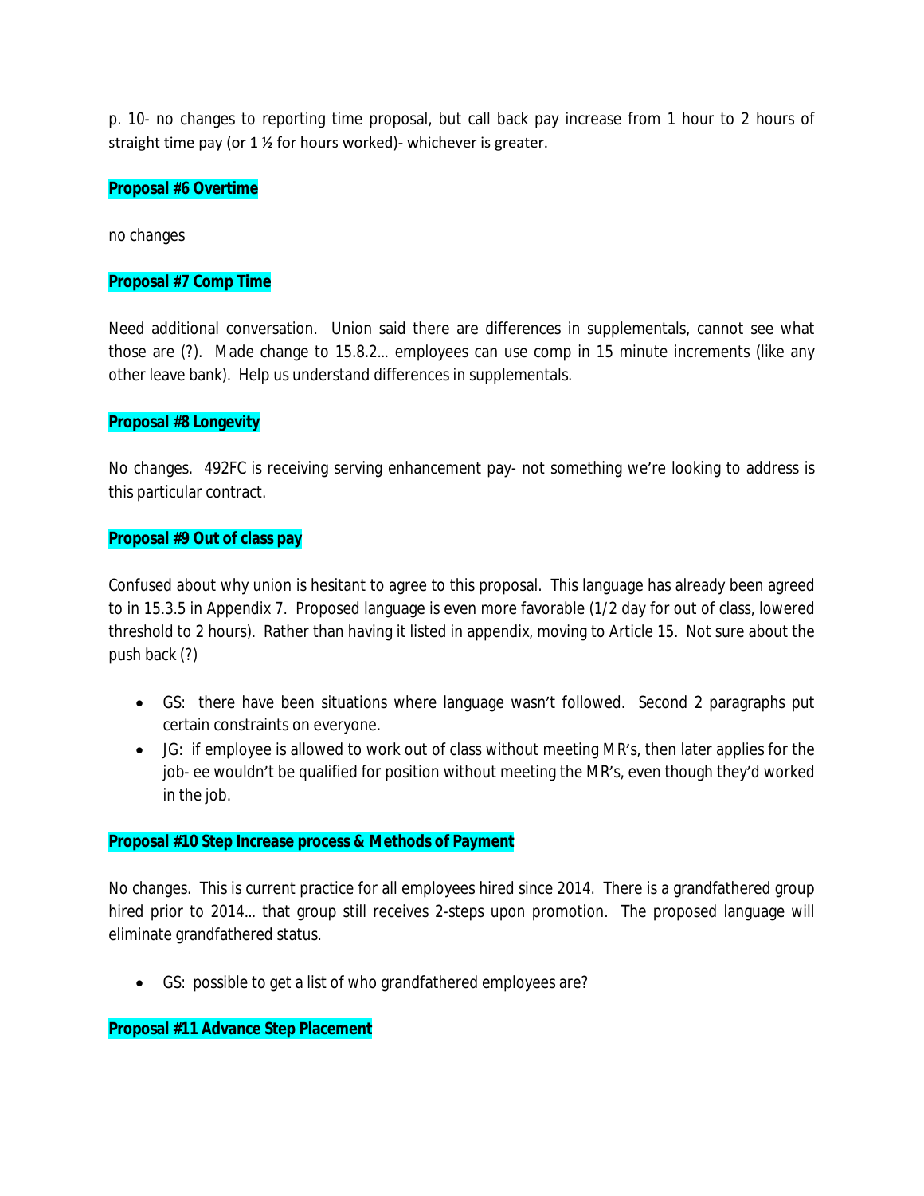p. 10- no changes to reporting time proposal, but call back pay increase from 1 hour to 2 hours of straight time pay (or 1 ½ for hours worked)- whichever is greater.

**Proposal #6 Overtime**

no changes

**Proposal #7 Comp Time**

Need additional conversation. Union said there are differences in supplementals, cannot see what those are (?). Made change to 15.8.2… employees can use comp in 15 minute increments (like any other leave bank). Help us understand differences in supplementals.

**Proposal #8 Longevity**

No changes. 492FC is receiving serving enhancement pay- not something we're looking to address is this particular contract.

**Proposal #9 Out of class pay**

Confused about why union is hesitant to agree to this proposal. This language has already been agreed to in 15.3.5 in Appendix 7. Proposed language is even more favorable (1/2 day for out of class, lowered threshold to 2 hours). Rather than having it listed in appendix, moving to Article 15. Not sure about the push back (?)

- GS: there have been situations where language wasn't followed. Second 2 paragraphs put certain constraints on everyone.
- JG: if employee is allowed to work out of class without meeting MR's, then later applies for the job- ee wouldn't be qualified for position without meeting the MR's, even though they'd worked in the job.

**Proposal #10 Step Increase process & Methods of Payment**

No changes. This is current practice for all employees hired since 2014. There is a grandfathered group hired prior to 2014… that group still receives 2-steps upon promotion. The proposed language will eliminate grandfathered status.

- GS: possible to get a list of who grandfathered employees are?

**Proposal #11 Advance Step Placement**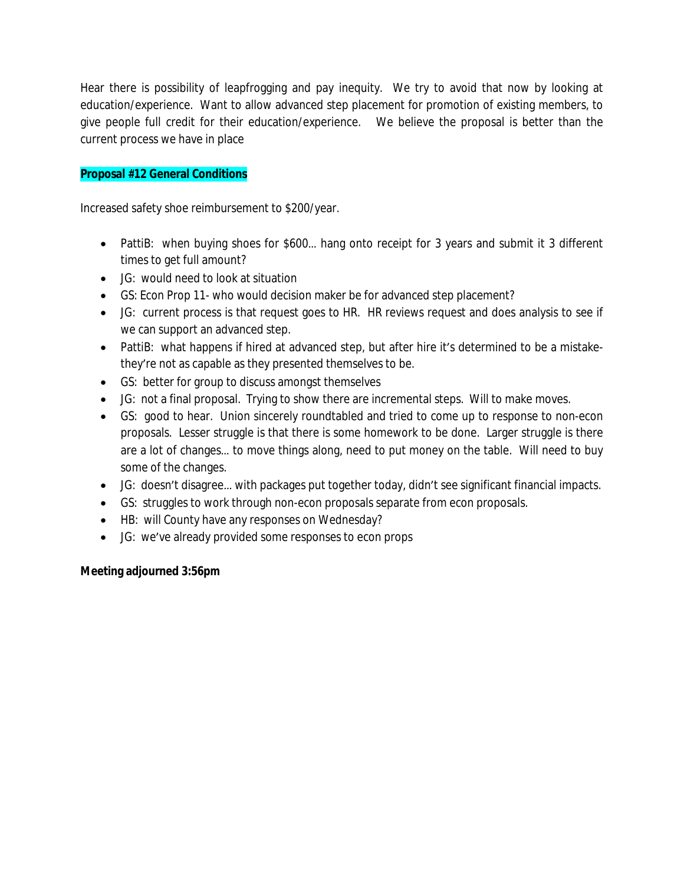Hear there is possibility of leapfrogging and pay inequity. We try to avoid that now by looking at education/experience. Want to allow advanced step placement for promotion of existing members, to give people full credit for their education/experience. We believe the proposal is better than the current process we have in place

**Proposal #12 General Conditions**

Increased safety shoe reimbursement to $200/year.

- PattiB: when buying shoes for $600… hang onto receipt for 3 years and submit it 3 different times to get full amount?
- JG: would need to look at situation
- GS: Econ Prop 11- who would decision maker be for advanced step placement?
- JG: current process is that request goes to HR. HR reviews request and does analysis to see if we can support an advanced step.
- PattiB: what happens if hired at advanced step, but after hire it's determined to be a mistake- they're not as capable as they presented themselves to be.
- GS: better for group to discuss amongst themselves
- JG: not a final proposal. Trying to show there are incremental steps. Will to make moves.
- GS: good to hear. Union sincerely roundtabled and tried to come up to response to non-econ proposals. Lesser struggle is that there is some homework to be done. Larger struggle is there are a lot of changes… to move things along, need to put money on the table. Will need to buy some of the changes.
- JG: doesn't disagree… with packages put together today, didn't see significant financial impacts.
- GS: struggles to work through non-econ proposals separate from econ proposals.
- HB: will County have any responses on Wednesday?
- JG: we've already provided some responses to econ props

**Meeting adjourned 3:56pm**